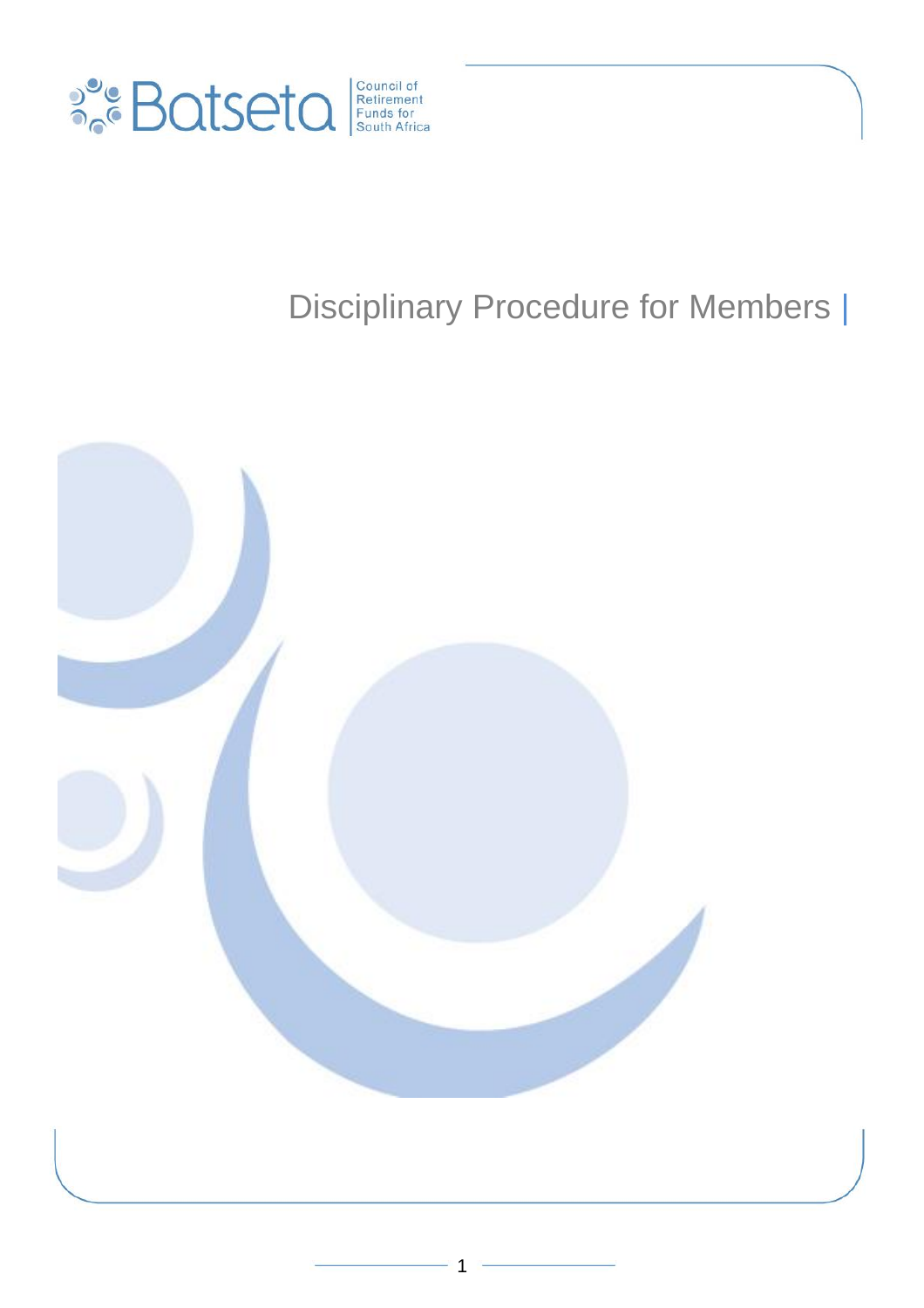Batseta Council of Retirement Funds for South Africa

# Disciplinary Procedure for Members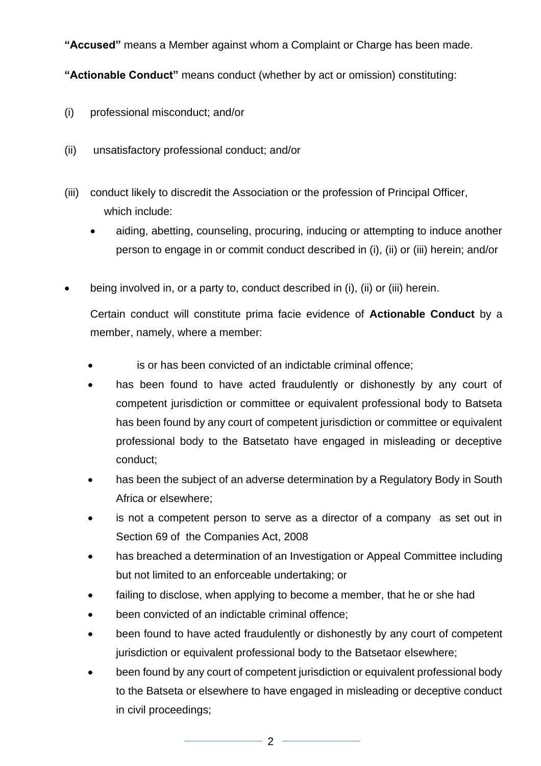**"Accused"** means a Member against whom a Complaint or Charge has been made.

**"Actionable Conduct"** means conduct (whether by act or omission) constituting:

(i) professional misconduct; and/or

(ii) unsatisfactory professional conduct; and/or

(iii) conduct likely to discredit the Association or the profession of Principal Officer, which include:

- aiding, abetting, counseling, procuring, inducing or attempting to induce another person to engage in or commit conduct described in (i), (ii) or (iii) herein; and/or

- being involved in, or a party to, conduct described in (i), (ii) or (iii) herein.

Certain conduct will constitute prima facie evidence of **Actionable Conduct** by a member, namely, where a member:

- is or has been convicted of an indictable criminal offence;
- has been found to have acted fraudulently or dishonestly by any court of competent jurisdiction or committee or equivalent professional body to Batseta has been found by any court of competent jurisdiction or committee or equivalent professional body to the Batsetato have engaged in misleading or deceptive conduct;
- has been the subject of an adverse determination by a Regulatory Body in South Africa or elsewhere;
- is not a competent person to serve as a director of a company as set out in Section 69 of the Companies Act, 2008
- has breached a determination of an Investigation or Appeal Committee including but not limited to an enforceable undertaking; or
- failing to disclose, when applying to become a member, that he or she had
- been convicted of an indictable criminal offence;
- been found to have acted fraudulently or dishonestly by any court of competent jurisdiction or equivalent professional body to the Batsetaor elsewhere;
- been found by any court of competent jurisdiction or equivalent professional body to the Batseta or elsewhere to have engaged in misleading or deceptive conduct in civil proceedings;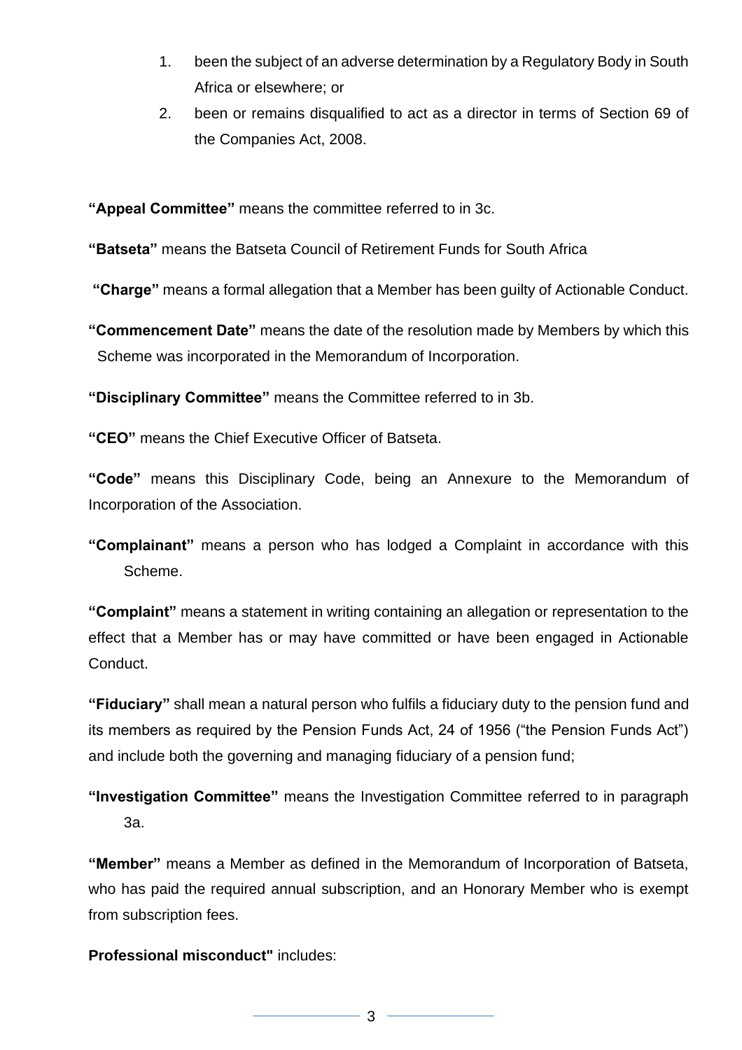1. been the subject of an adverse determination by a Regulatory Body in South Africa or elsewhere; or
2. been or remains disqualified to act as a director in terms of Section 69 of the Companies Act, 2008.

**"Appeal Committee"** means the committee referred to in 3c.

**"Batseta"** means the Batseta Council of Retirement Funds for South Africa

**"Charge"** means a formal allegation that a Member has been guilty of Actionable Conduct.

**"Commencement Date"** means the date of the resolution made by Members by which this Scheme was incorporated in the Memorandum of Incorporation.

**"Disciplinary Committee"** means the Committee referred to in 3b.

**"CEO"** means the Chief Executive Officer of Batseta.

**"Code"** means this Disciplinary Code, being an Annexure to the Memorandum of Incorporation of the Association.

**"Complainant"** means a person who has lodged a Complaint in accordance with this Scheme.

**"Complaint"** means a statement in writing containing an allegation or representation to the effect that a Member has or may have committed or have been engaged in Actionable Conduct.

**"Fiduciary"** shall mean a natural person who fulfils a fiduciary duty to the pension fund and its members as required by the Pension Funds Act, 24 of 1956 ("the Pension Funds Act") and include both the governing and managing fiduciary of a pension fund;

**"Investigation Committee"** means the Investigation Committee referred to in paragraph 3a.

**"Member"** means a Member as defined in the Memorandum of Incorporation of Batseta, who has paid the required annual subscription, and an Honorary Member who is exempt from subscription fees.

**Professional misconduct"** includes: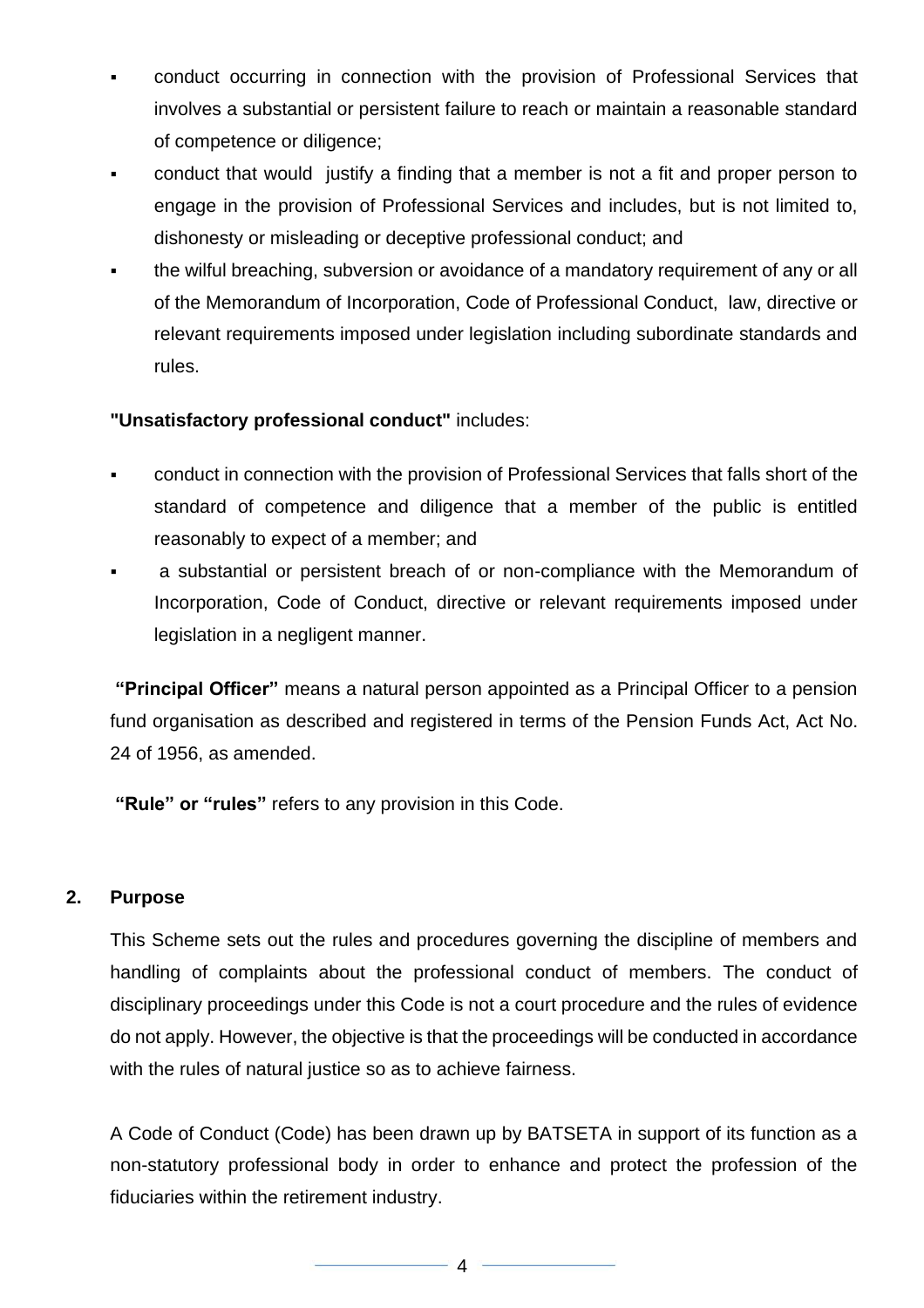- conduct occurring in connection with the provision of Professional Services that involves a substantial or persistent failure to reach or maintain a reasonable standard of competence or diligence;
- conduct that would justify a finding that a member is not a fit and proper person to engage in the provision of Professional Services and includes, but is not limited to, dishonesty or misleading or deceptive professional conduct; and
- the wilful breaching, subversion or avoidance of a mandatory requirement of any or all of the Memorandum of Incorporation, Code of Professional Conduct, law, directive or relevant requirements imposed under legislation including subordinate standards and rules.

**"Unsatisfactory professional conduct"** includes:

- conduct in connection with the provision of Professional Services that falls short of the standard of competence and diligence that a member of the public is entitled reasonably to expect of a member; and
- a substantial or persistent breach of or non-compliance with the Memorandum of Incorporation, Code of Conduct, directive or relevant requirements imposed under legislation in a negligent manner.

**"Principal Officer"** means a natural person appointed as a Principal Officer to a pension fund organisation as described and registered in terms of the Pension Funds Act, Act No. 24 of 1956, as amended.

**"Rule" or "rules"** refers to any provision in this Code.

## 2. Purpose

This Scheme sets out the rules and procedures governing the discipline of members and handling of complaints about the professional conduct of members. The conduct of disciplinary proceedings under this Code is not a court procedure and the rules of evidence do not apply. However, the objective is that the proceedings will be conducted in accordance with the rules of natural justice so as to achieve fairness.

A Code of Conduct (Code) has been drawn up by BATSETA in support of its function as a non-statutory professional body in order to enhance and protect the profession of the fiduciaries within the retirement industry.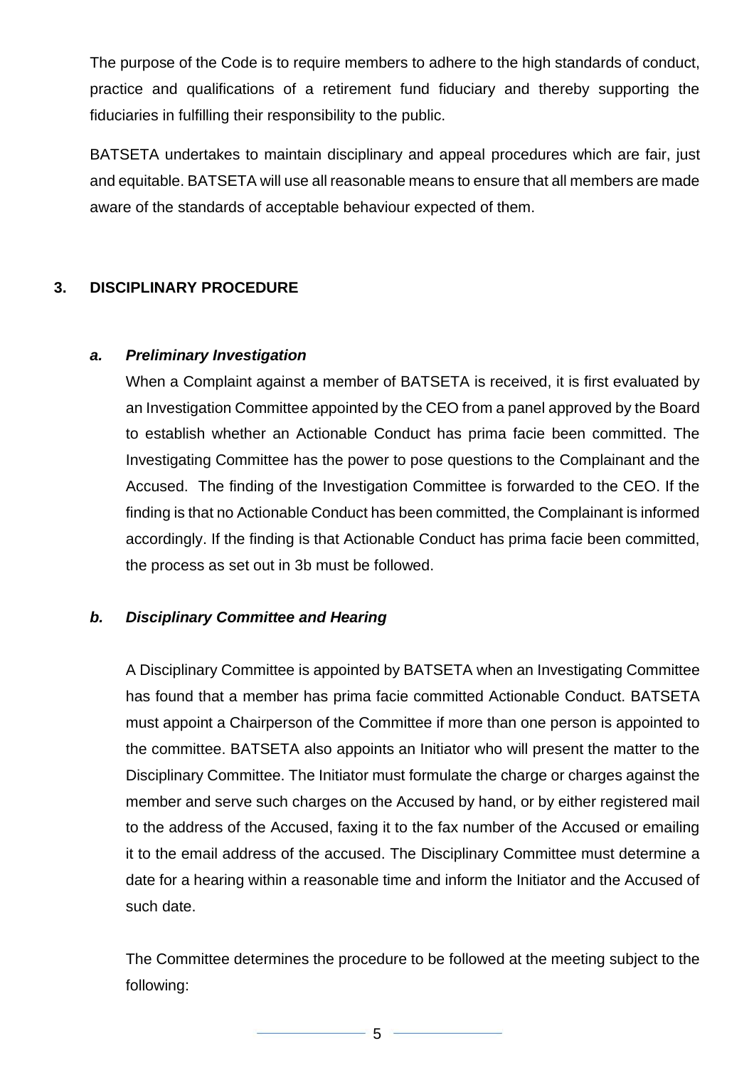The purpose of the Code is to require members to adhere to the high standards of conduct, practice and qualifications of a retirement fund fiduciary and thereby supporting the fiduciaries in fulfilling their responsibility to the public.

BATSETA undertakes to maintain disciplinary and appeal procedures which are fair, just and equitable. BATSETA will use all reasonable means to ensure that all members are made aware of the standards of acceptable behaviour expected of them.

## 3. DISCIPLINARY PROCEDURE

### *a. Preliminary Investigation*

When a Complaint against a member of BATSETA is received, it is first evaluated by an Investigation Committee appointed by the CEO from a panel approved by the Board to establish whether an Actionable Conduct has prima facie been committed. The Investigating Committee has the power to pose questions to the Complainant and the Accused. The finding of the Investigation Committee is forwarded to the CEO. If the finding is that no Actionable Conduct has been committed, the Complainant is informed accordingly. If the finding is that Actionable Conduct has prima facie been committed, the process as set out in 3b must be followed.

### *b. Disciplinary Committee and Hearing*

A Disciplinary Committee is appointed by BATSETA when an Investigating Committee has found that a member has prima facie committed Actionable Conduct. BATSETA must appoint a Chairperson of the Committee if more than one person is appointed to the committee. BATSETA also appoints an Initiator who will present the matter to the Disciplinary Committee. The Initiator must formulate the charge or charges against the member and serve such charges on the Accused by hand, or by either registered mail to the address of the Accused, faxing it to the fax number of the Accused or emailing it to the email address of the accused. The Disciplinary Committee must determine a date for a hearing within a reasonable time and inform the Initiator and the Accused of such date.

The Committee determines the procedure to be followed at the meeting subject to the following: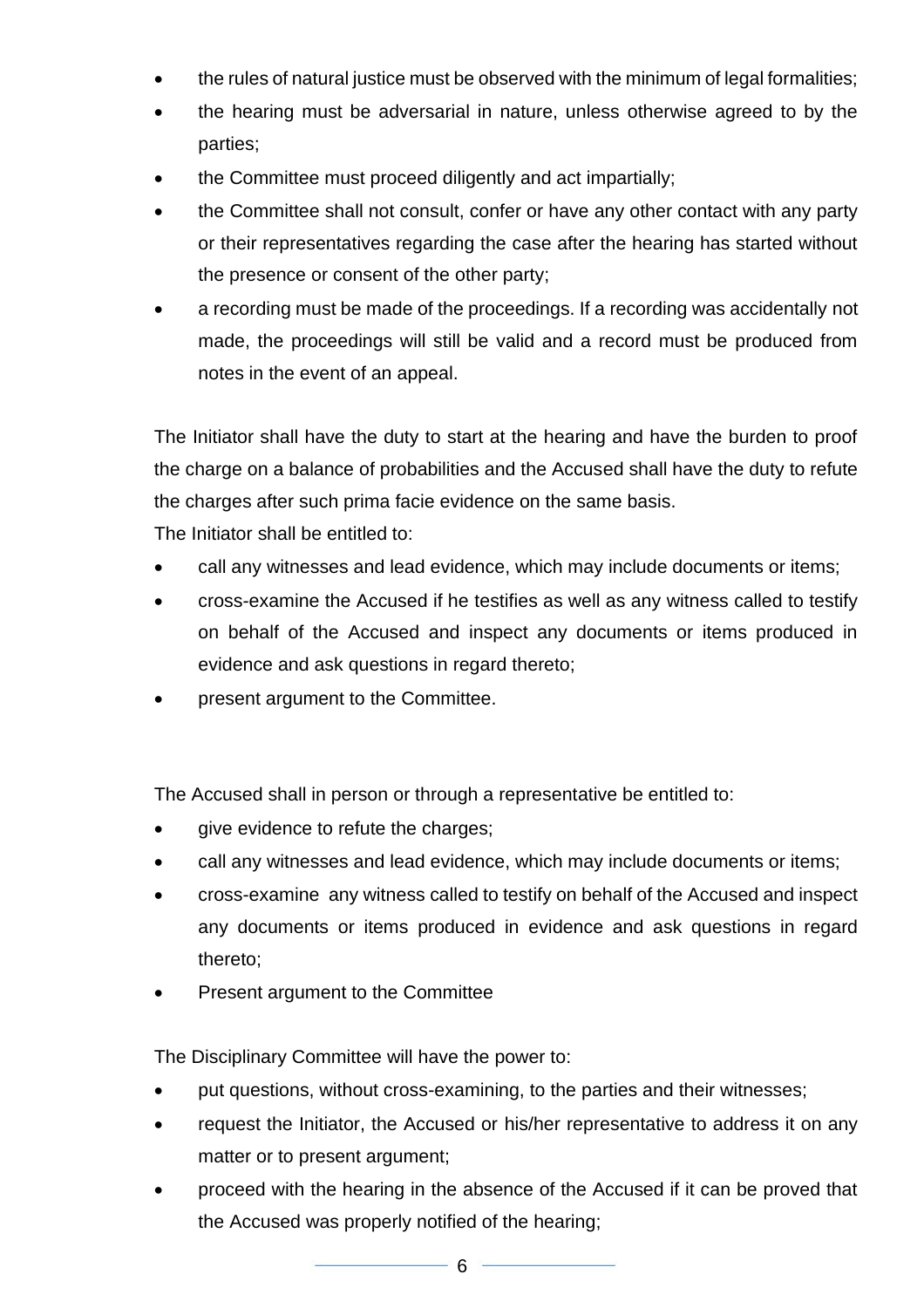- the rules of natural justice must be observed with the minimum of legal formalities;
- the hearing must be adversarial in nature, unless otherwise agreed to by the parties;
- the Committee must proceed diligently and act impartially;
- the Committee shall not consult, confer or have any other contact with any party or their representatives regarding the case after the hearing has started without the presence or consent of the other party;
- a recording must be made of the proceedings. If a recording was accidentally not made, the proceedings will still be valid and a record must be produced from notes in the event of an appeal.

The Initiator shall have the duty to start at the hearing and have the burden to proof the charge on a balance of probabilities and the Accused shall have the duty to refute the charges after such prima facie evidence on the same basis.

The Initiator shall be entitled to:

- call any witnesses and lead evidence, which may include documents or items;
- cross-examine the Accused if he testifies as well as any witness called to testify on behalf of the Accused and inspect any documents or items produced in evidence and ask questions in regard thereto;
- present argument to the Committee.

The Accused shall in person or through a representative be entitled to:

- give evidence to refute the charges;
- call any witnesses and lead evidence, which may include documents or items;
- cross-examine any witness called to testify on behalf of the Accused and inspect any documents or items produced in evidence and ask questions in regard thereto;
- Present argument to the Committee

The Disciplinary Committee will have the power to:

- put questions, without cross-examining, to the parties and their witnesses;
- request the Initiator, the Accused or his/her representative to address it on any matter or to present argument;
- proceed with the hearing in the absence of the Accused if it can be proved that the Accused was properly notified of the hearing;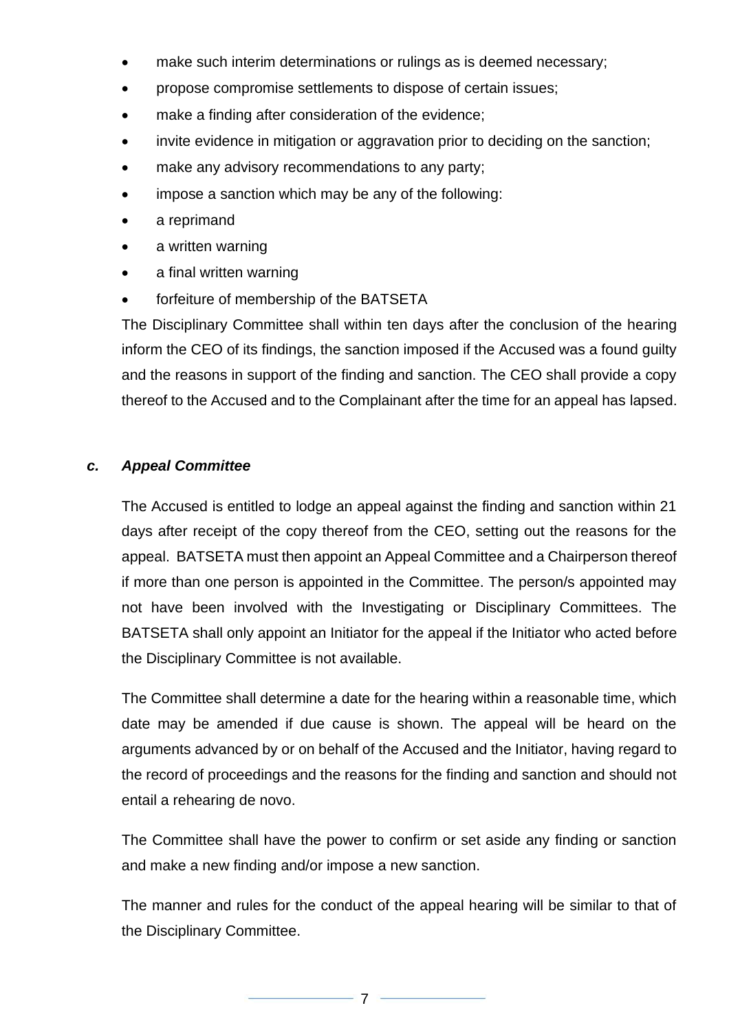- make such interim determinations or rulings as is deemed necessary;
- propose compromise settlements to dispose of certain issues;
- make a finding after consideration of the evidence;
- invite evidence in mitigation or aggravation prior to deciding on the sanction;
- make any advisory recommendations to any party;
- impose a sanction which may be any of the following:
- a reprimand
- a written warning
- a final written warning
- forfeiture of membership of the BATSETA

The Disciplinary Committee shall within ten days after the conclusion of the hearing inform the CEO of its findings, the sanction imposed if the Accused was a found guilty and the reasons in support of the finding and sanction. The CEO shall provide a copy thereof to the Accused and to the Complainant after the time for an appeal has lapsed.

### *c. Appeal Committee*

The Accused is entitled to lodge an appeal against the finding and sanction within 21 days after receipt of the copy thereof from the CEO, setting out the reasons for the appeal. BATSETA must then appoint an Appeal Committee and a Chairperson thereof if more than one person is appointed in the Committee. The person/s appointed may not have been involved with the Investigating or Disciplinary Committees. The BATSETA shall only appoint an Initiator for the appeal if the Initiator who acted before the Disciplinary Committee is not available.

The Committee shall determine a date for the hearing within a reasonable time, which date may be amended if due cause is shown. The appeal will be heard on the arguments advanced by or on behalf of the Accused and the Initiator, having regard to the record of proceedings and the reasons for the finding and sanction and should not entail a rehearing de novo.

The Committee shall have the power to confirm or set aside any finding or sanction and make a new finding and/or impose a new sanction.

The manner and rules for the conduct of the appeal hearing will be similar to that of the Disciplinary Committee.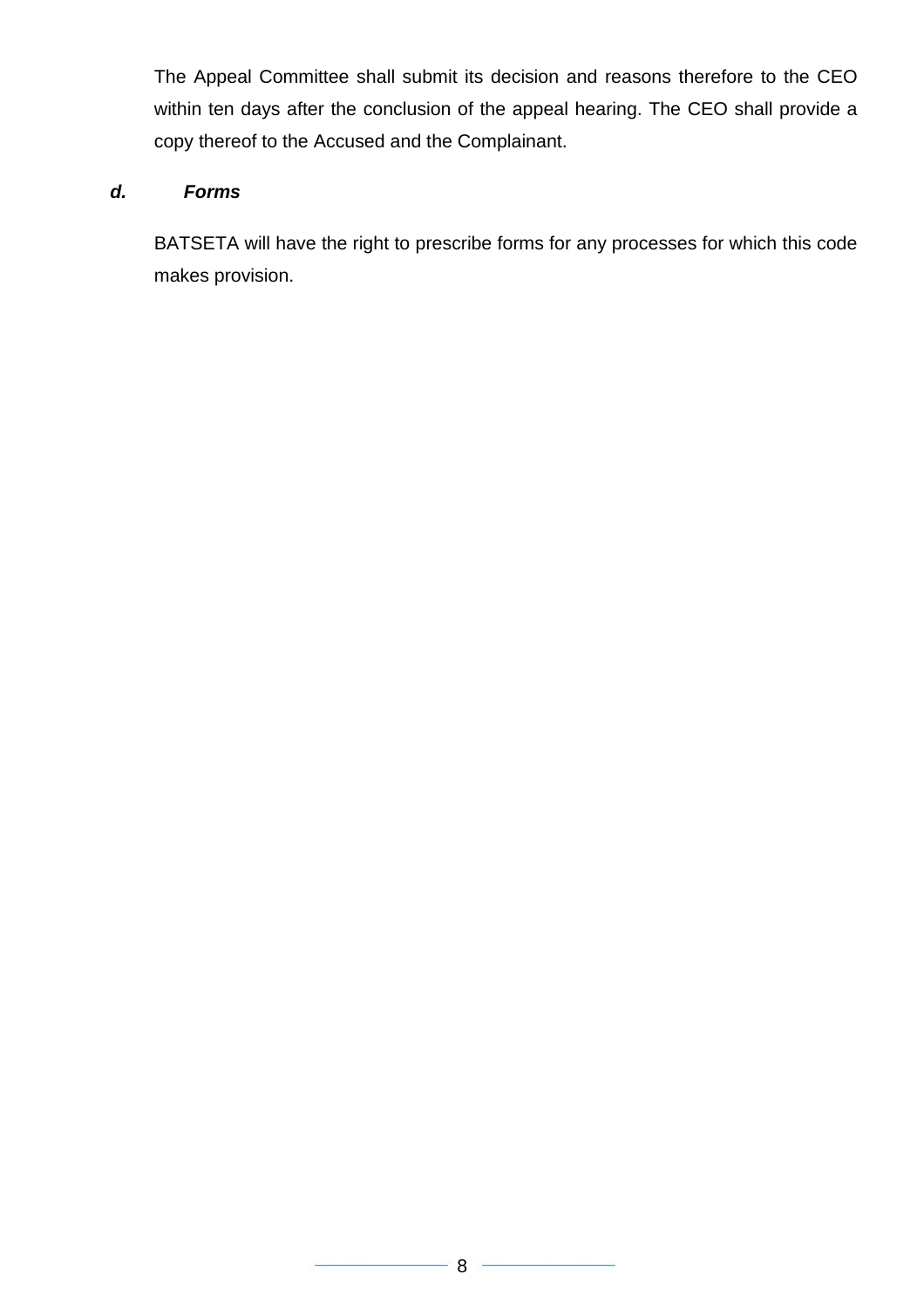The Appeal Committee shall submit its decision and reasons therefore to the CEO within ten days after the conclusion of the appeal hearing. The CEO shall provide a copy thereof to the Accused and the Complainant.

***d. Forms***

BATSETA will have the right to prescribe forms for any processes for which this code makes provision.